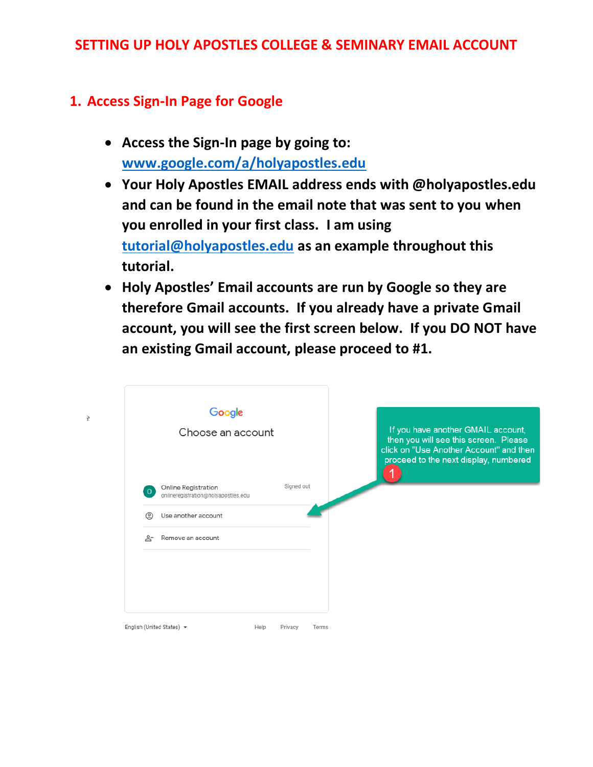# SETTING UP HOLY APOSTLES COLLEGE & SEMINARY EMAIL ACCOUNT

## 1. Access Sign-In Page for Google

- **Access the Sign-In page by going to: www.google.com/a/holyapostles.edu**
- **Your Holy Apostles EMAIL address ends with @holyapostles.edu and can be found in the email note that was sent to you when you enrolled in your first class. I am using tutorial@holyapostles.edu as an example throughout this tutorial.**
- **Holy Apostles' Email accounts are run by Google so they are therefore Gmail accounts. If you already have a private Gmail account, you will see the first screen below. If you DO NOT have an existing Gmail account, please proceed to #1.**

Google

Choose an account

Online Registration
onlineregistration@holyapostles.edu
Signed out

Use another account

Remove an account

English (United States) Help Privacy Terms

If you have another GMAIL account, then you will see this screen. Please click on "Use Another Account" and then proceed to the next display, numbered 1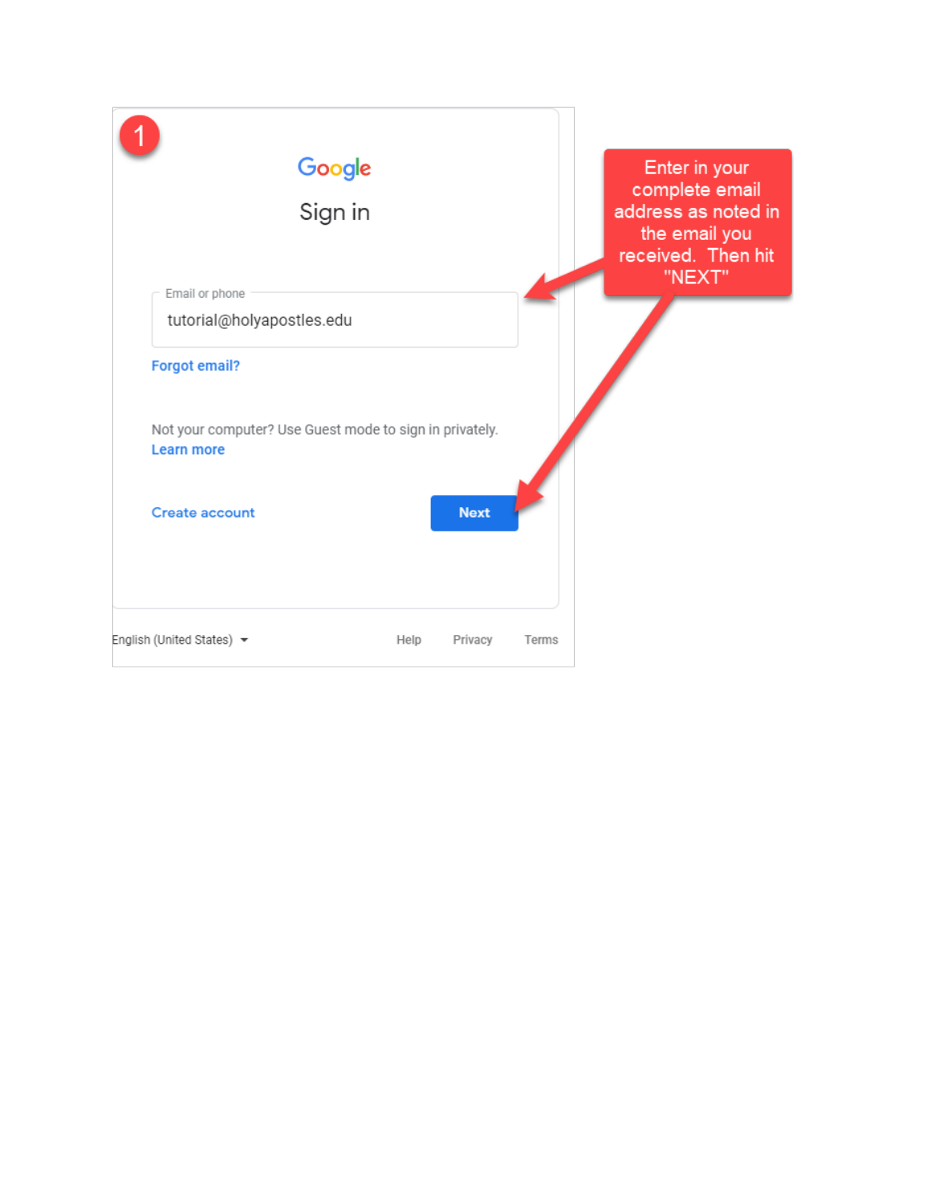1

Google

Sign in

Email or phone

tutorial@holyapostles.edu

Forgot email?

Not your computer? Use Guest mode to sign in privately.
Learn more

Create account

Next

English (United States)

Help Privacy Terms

Enter in your complete email address as noted in the email you received. Then hit "NEXT"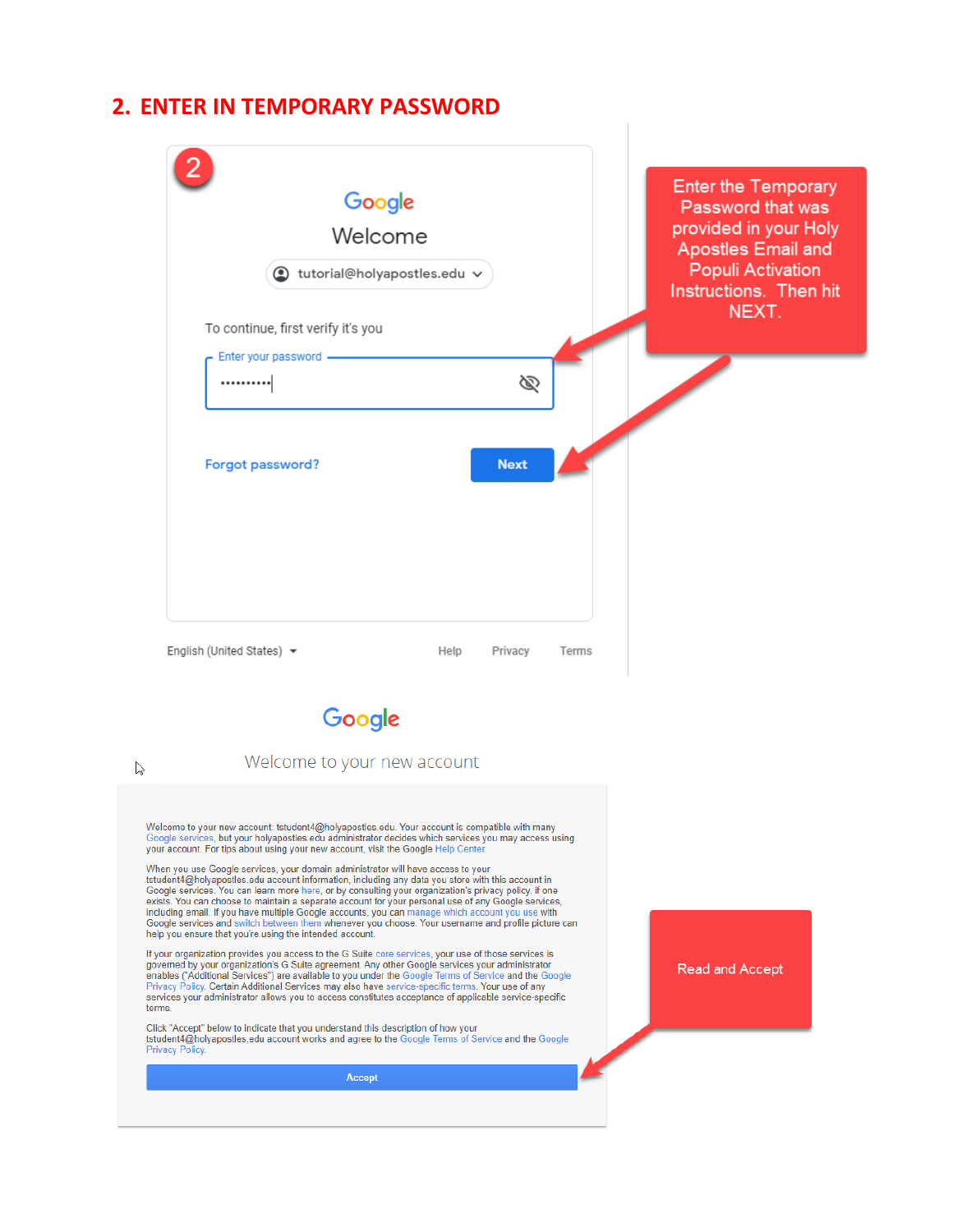## 2. ENTER IN TEMPORARY PASSWORD

2

Google

Welcome

tutorial@holyapostles.edu

To continue, first verify it's you

Enter your password

Forgot password?

Next

English (United States)

Help Privacy Terms

Enter the Temporary Password that was provided in your Holy Apostles Email and Populi Activation Instructions. Then hit NEXT.

Google

Welcome to your new account

Welcome to your new account: tstudent4@holyapostles.edu. Your account is compatible with many Google services, but your holyapostles.edu administrator decides which services you may access using your account. For tips about using your new account, visit the Google Help Center.

When you use Google services, your domain administrator will have access to your tstudent4@holyapostles.edu account information, including any data you store with this account in Google services. You can learn more here, or by consulting your organization's privacy policy, if one exists. You can choose to maintain a separate account for your personal use of any Google services, including email. If you have multiple Google accounts, you can manage which account you use with Google services and switch between them whenever you choose. Your username and profile picture can help you ensure that you're using the intended account.

If your organization provides you access to the G Suite core services, your use of those services is governed by your organization's G Suite agreement. Any other Google services your administrator enables ("Additional Services") are available to you under the Google Terms of Service and the Google Privacy Policy. Certain Additional Services may also have service-specific terms. Your use of any services your administrator allows you to access constitutes acceptance of applicable service-specific terms.

Click "Accept" below to indicate that you understand this description of how your tstudent4@holyapostles.edu account works and agree to the Google Terms of Service and the Google Privacy Policy.

Accept

Read and Accept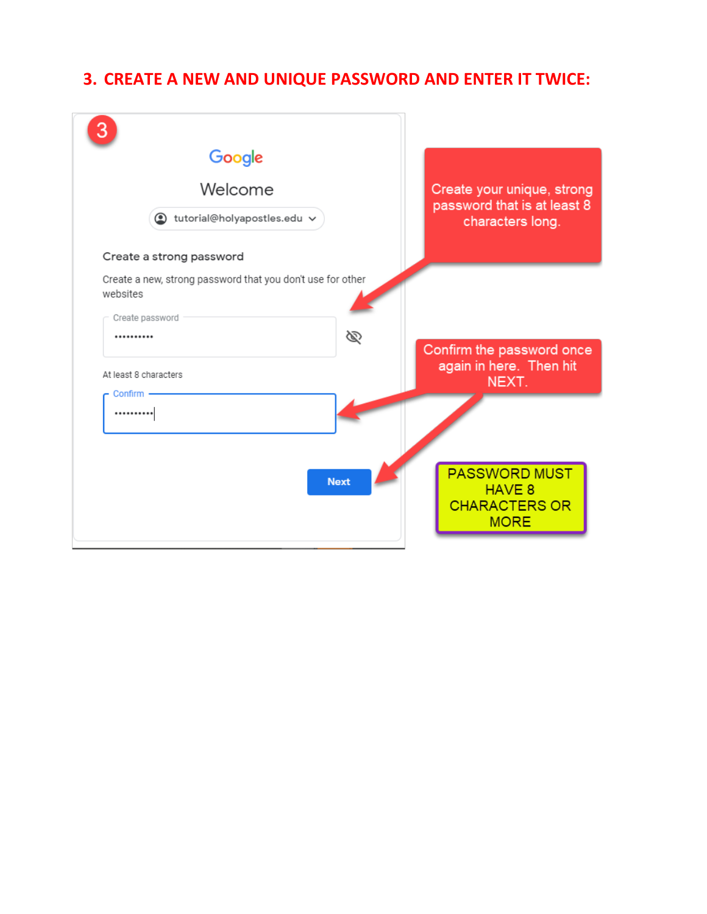## 3. CREATE A NEW AND UNIQUE PASSWORD AND ENTER IT TWICE:

3

Google

Welcome

tutorial@holyapostles.edu

Create a strong password

Create a new, strong password that you don't use for other websites

Create password

••••••••••

At least 8 characters

Confirm

••••••••••

Next

Create your unique, strong password that is at least 8 characters long.

Confirm the password once again in here. Then hit NEXT.

PASSWORD MUST HAVE 8 CHARACTERS OR MORE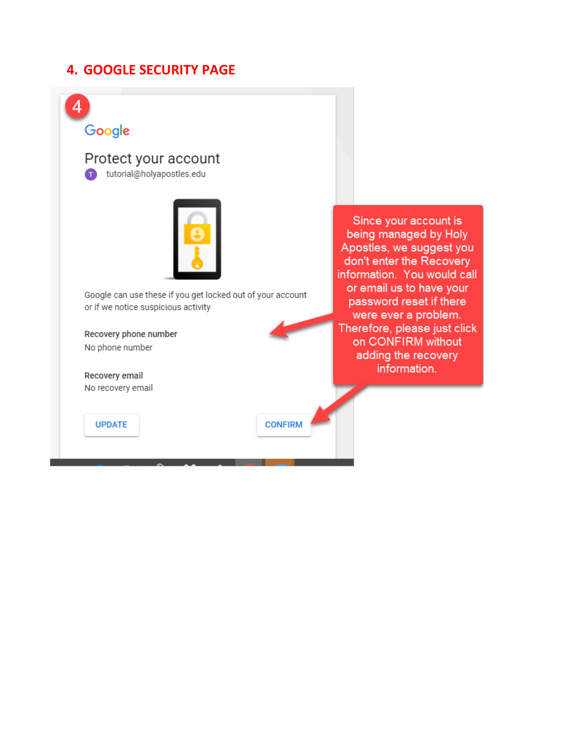## 4. GOOGLE SECURITY PAGE

4

Google

Protect your account

T tutorial@holyapostles.edu

Google can use these if you get locked out of your account or if we notice suspicious activity

**Recovery phone number**
No phone number

**Recovery email**
No recovery email

UPDATE

CONFIRM

Since your account is being managed by Holy Apostles, we suggest you don't enter the Recovery information. You would call or email us to have your password reset if there were ever a problem. Therefore, please just click on CONFIRM without adding the recovery information.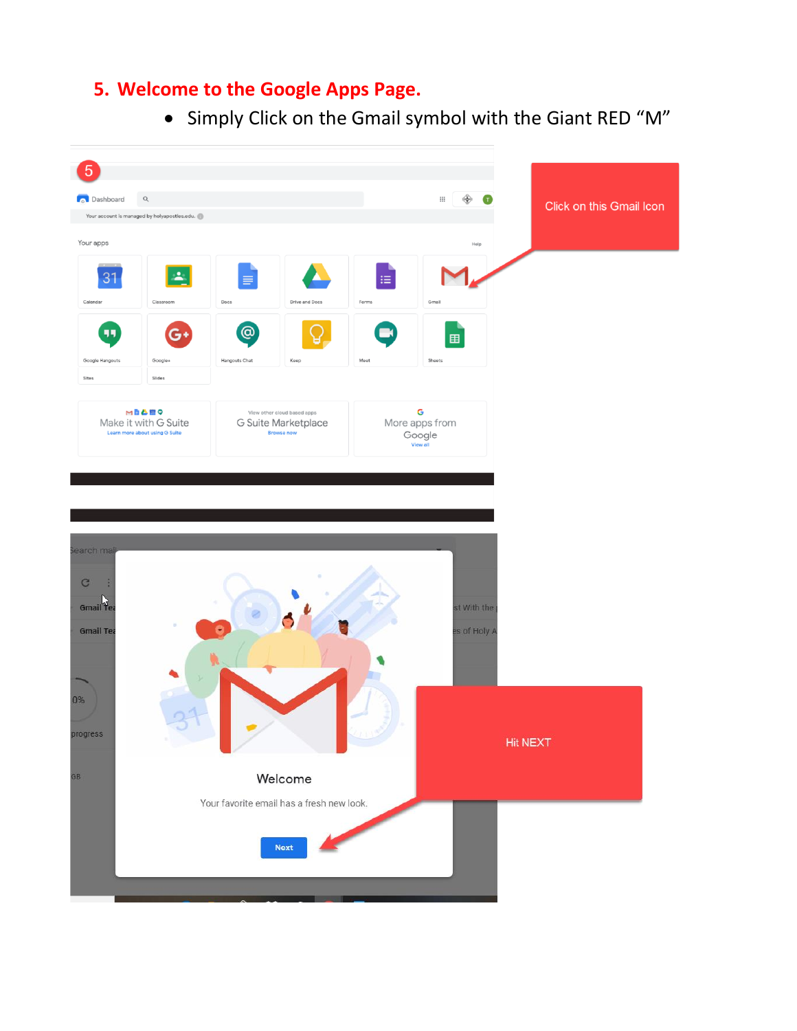## 5. Welcome to the Google Apps Page.

- Simply Click on the Gmail symbol with the Giant RED "M"

Click on this Gmail Icon

Hit NEXT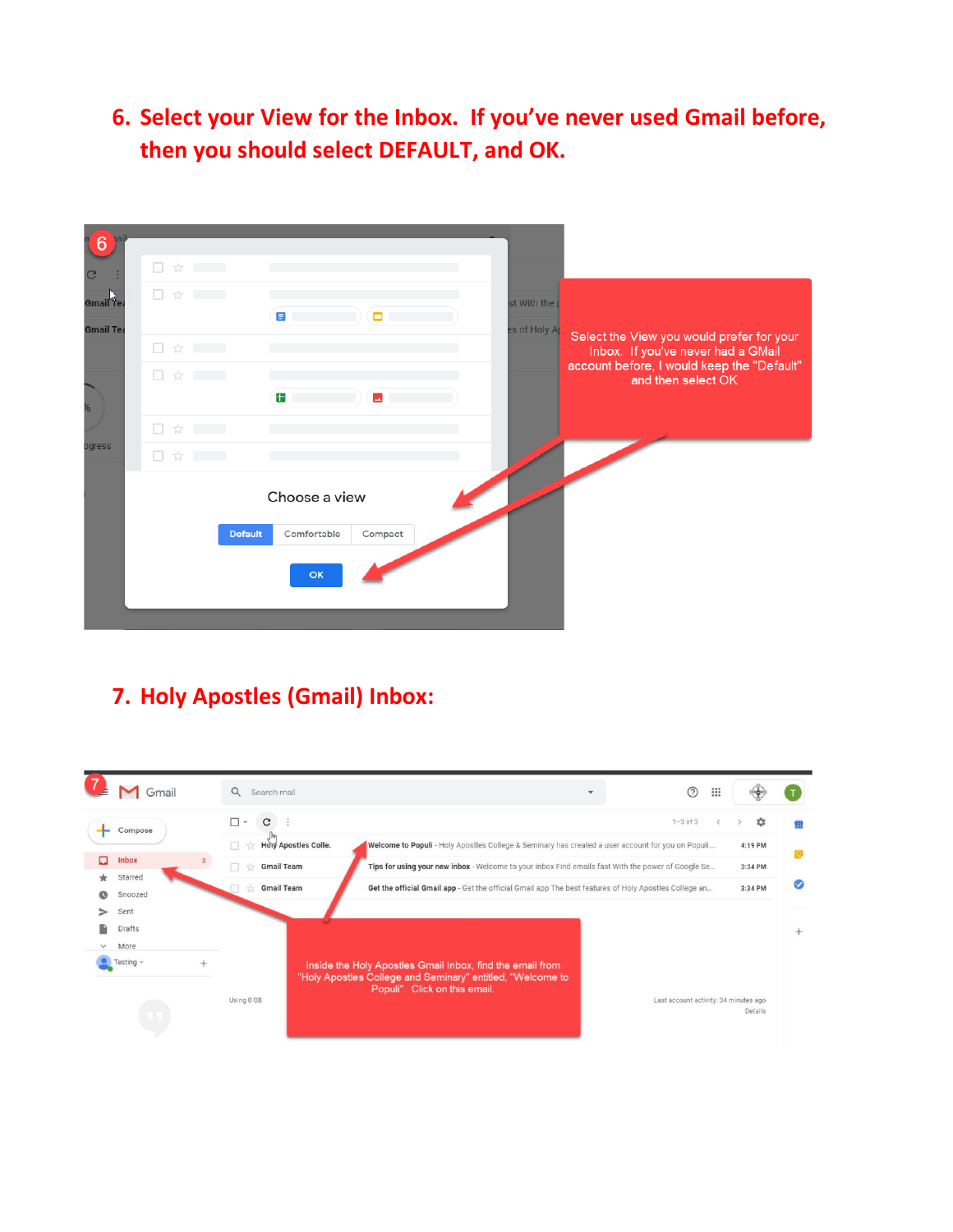6. Select your View for the Inbox. If you've never used Gmail before, then you should select DEFAULT, and OK.

Select the View you would prefer for your Inbox. If you've never had a GMail account before, I would keep the "Default" and then select OK

7. Holy Apostles (Gmail) Inbox:

Inside the Holy Apostles Gmail Inbox, find the email from "Holy Apostles College and Seminary" entitled, "Welcome to Populi". Click on this email.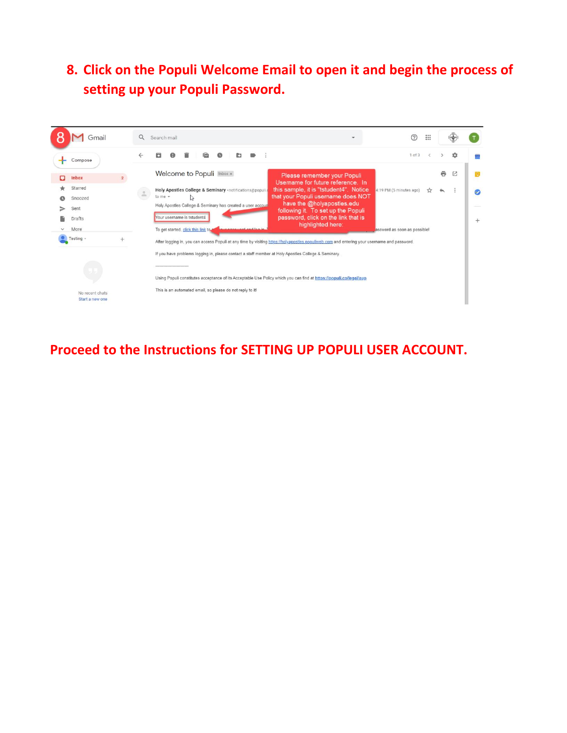8. **Click on the Populi Welcome Email to open it and begin the process of setting up your Populi Password.**

**Proceed to the Instructions for SETTING UP POPULI USER ACCOUNT.**